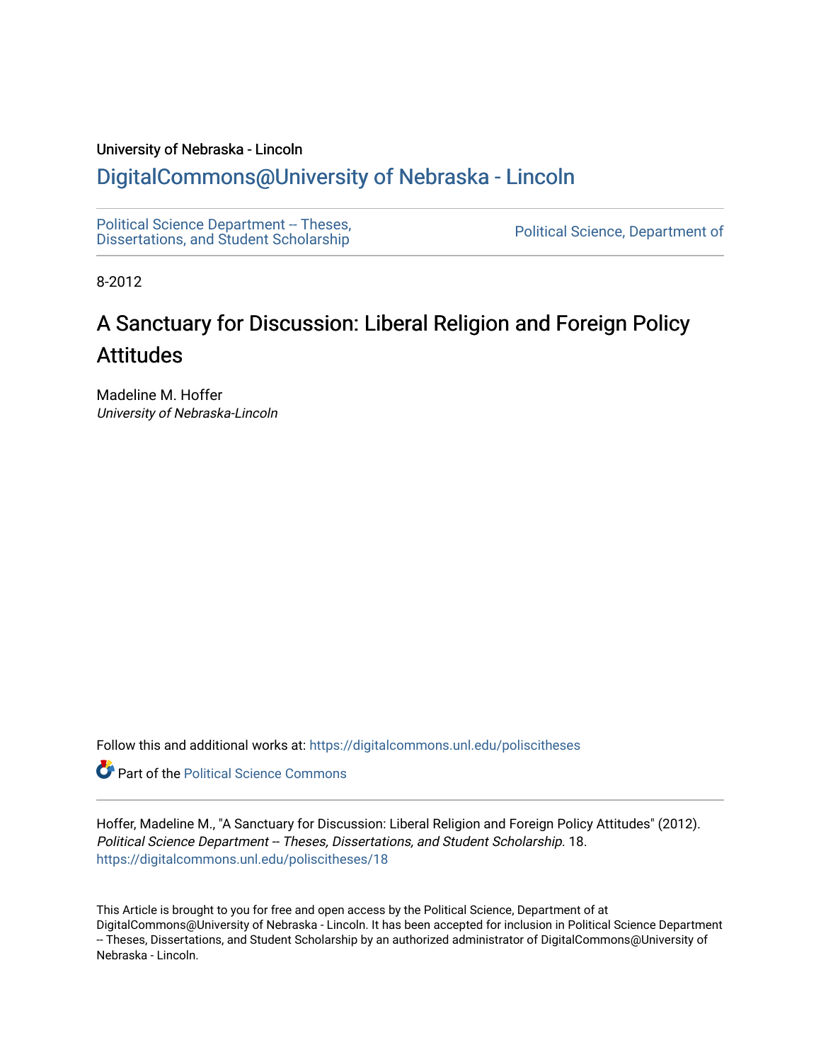University of Nebraska - Lincoln

## DigitalCommons@University of Nebraska - Lincoln

Political Science Department -- Theses, Dissertations, and Student Scholarship

Political Science, Department of

8-2012

# A Sanctuary for Discussion: Liberal Religion and Foreign Policy Attitudes

Madeline M. Hoffer
*University of Nebraska-Lincoln*

Follow this and additional works at: https://digitalcommons.unl.edu/poliscitheses

Part of the Political Science Commons

Hoffer, Madeline M., "A Sanctuary for Discussion: Liberal Religion and Foreign Policy Attitudes" (2012). *Political Science Department -- Theses, Dissertations, and Student Scholarship*. 18.
https://digitalcommons.unl.edu/poliscitheses/18

This Article is brought to you for free and open access by the Political Science, Department of at DigitalCommons@University of Nebraska - Lincoln. It has been accepted for inclusion in Political Science Department -- Theses, Dissertations, and Student Scholarship by an authorized administrator of DigitalCommons@University of Nebraska - Lincoln.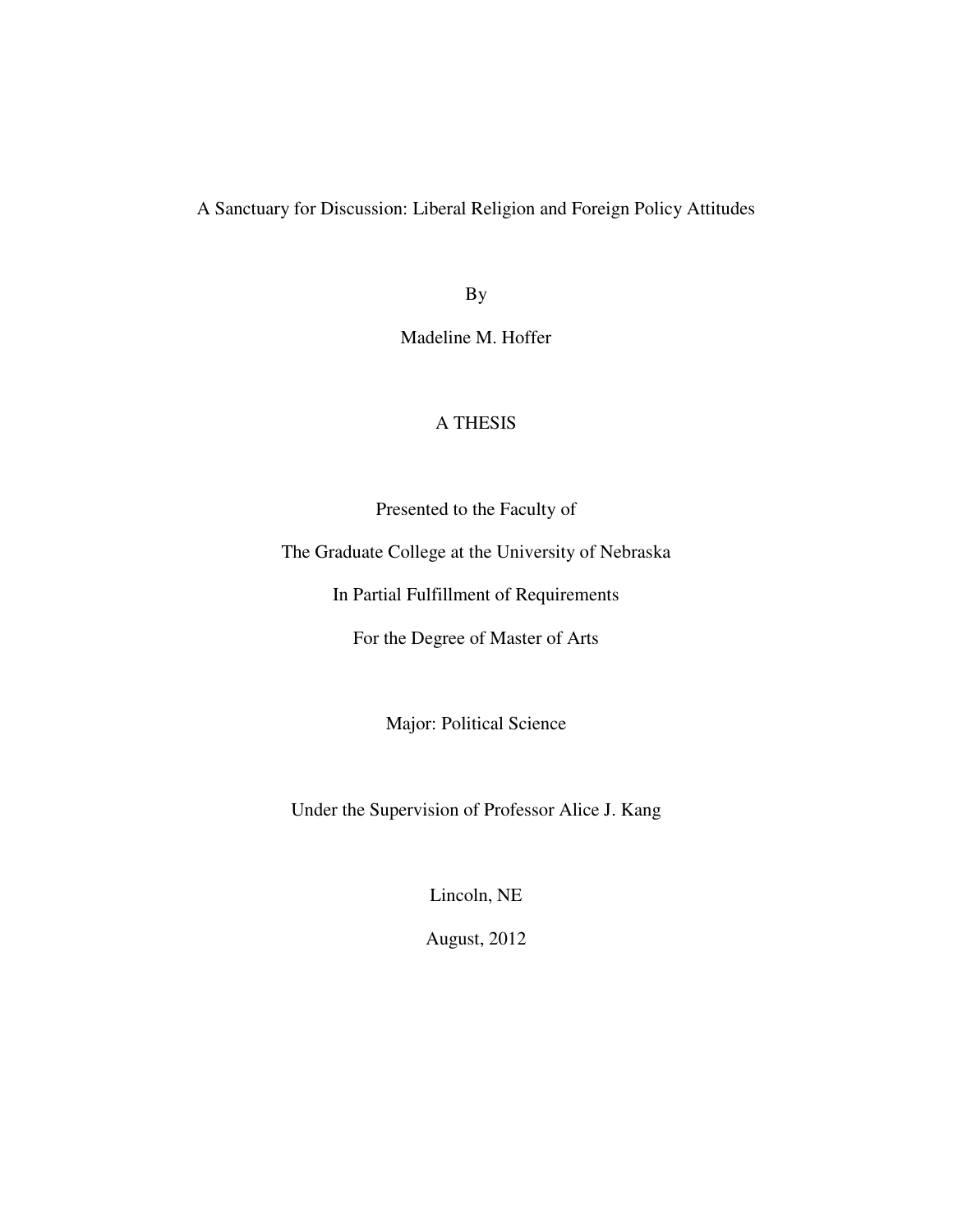# A Sanctuary for Discussion: Liberal Religion and Foreign Policy Attitudes

By

Madeline M. Hoffer

A THESIS

Presented to the Faculty of

The Graduate College at the University of Nebraska

In Partial Fulfillment of Requirements

For the Degree of Master of Arts

Major: Political Science

Under the Supervision of Professor Alice J. Kang

Lincoln, NE

August, 2012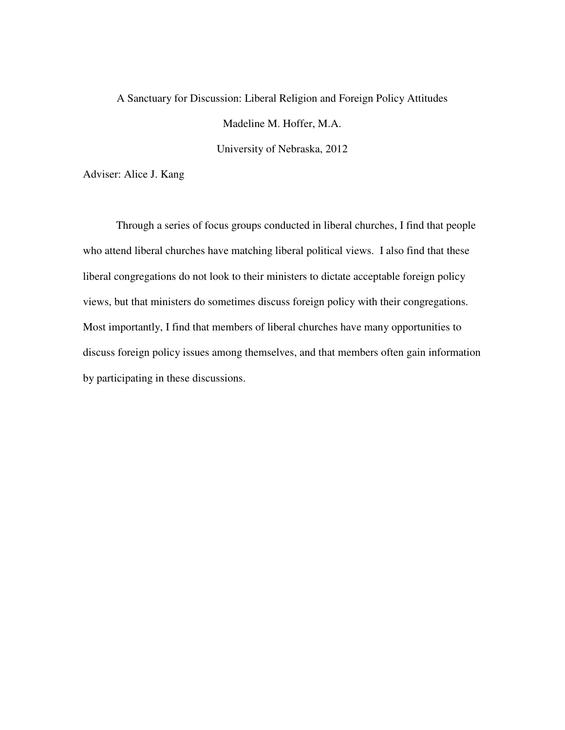A Sanctuary for Discussion: Liberal Religion and Foreign Policy Attitudes

Madeline M. Hoffer, M.A.

University of Nebraska, 2012

Adviser: Alice J. Kang

Through a series of focus groups conducted in liberal churches, I find that people who attend liberal churches have matching liberal political views. I also find that these liberal congregations do not look to their ministers to dictate acceptable foreign policy views, but that ministers do sometimes discuss foreign policy with their congregations. Most importantly, I find that members of liberal churches have many opportunities to discuss foreign policy issues among themselves, and that members often gain information by participating in these discussions.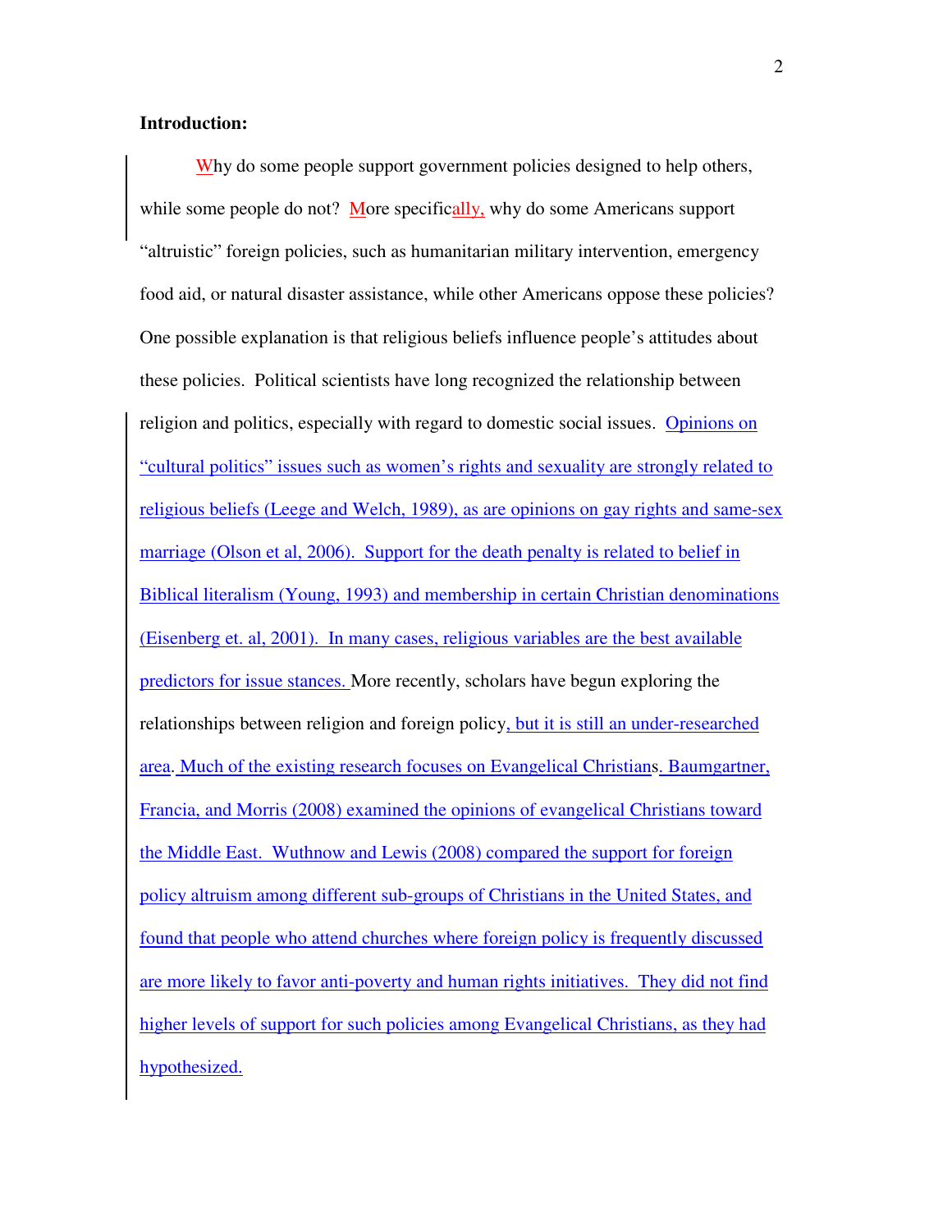**Introduction:**

Why do some people support government policies designed to help others, while some people do not? More specifically, why do some Americans support "altruistic" foreign policies, such as humanitarian military intervention, emergency food aid, or natural disaster assistance, while other Americans oppose these policies? One possible explanation is that religious beliefs influence people's attitudes about these policies. Political scientists have long recognized the relationship between religion and politics, especially with regard to domestic social issues. Opinions on "cultural politics" issues such as women's rights and sexuality are strongly related to religious beliefs (Leege and Welch, 1989), as are opinions on gay rights and same-sex marriage (Olson et al, 2006). Support for the death penalty is related to belief in Biblical literalism (Young, 1993) and membership in certain Christian denominations (Eisenberg et. al, 2001). In many cases, religious variables are the best available predictors for issue stances. More recently, scholars have begun exploring the relationships between religion and foreign policy, but it is still an under-researched area. Much of the existing research focuses on Evangelical Christians. Baumgartner, Francia, and Morris (2008) examined the opinions of evangelical Christians toward the Middle East. Wuthnow and Lewis (2008) compared the support for foreign policy altruism among different sub-groups of Christians in the United States, and found that people who attend churches where foreign policy is frequently discussed are more likely to favor anti-poverty and human rights initiatives. They did not find higher levels of support for such policies among Evangelical Christians, as they had hypothesized.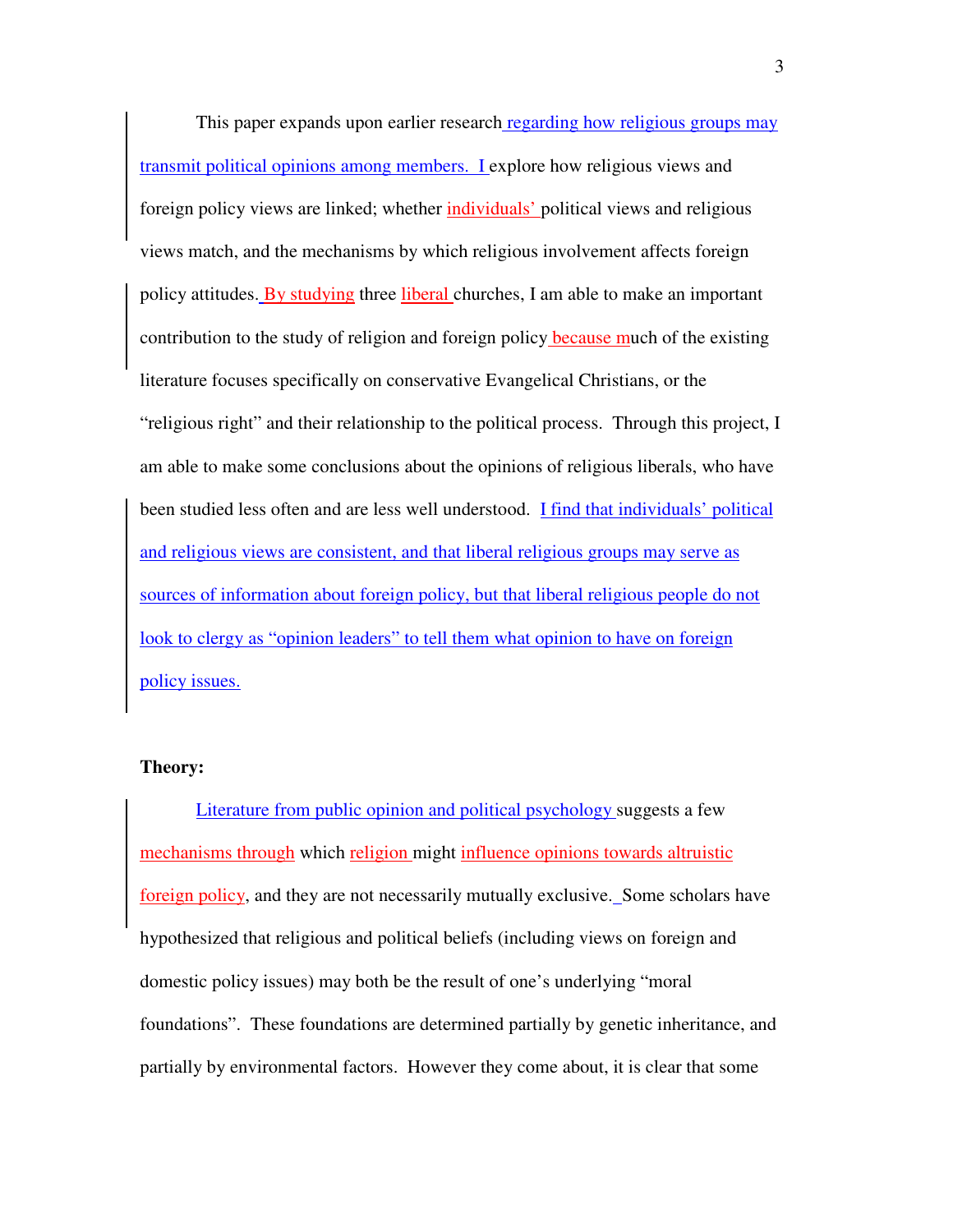This paper expands upon earlier research regarding how religious groups may transmit political opinions among members. I explore how religious views and foreign policy views are linked; whether individuals' political views and religious views match, and the mechanisms by which religious involvement affects foreign policy attitudes. By studying three liberal churches, I am able to make an important contribution to the study of religion and foreign policy because much of the existing literature focuses specifically on conservative Evangelical Christians, or the "religious right" and their relationship to the political process. Through this project, I am able to make some conclusions about the opinions of religious liberals, who have been studied less often and are less well understood. I find that individuals' political and religious views are consistent, and that liberal religious groups may serve as sources of information about foreign policy, but that liberal religious people do not look to clergy as "opinion leaders" to tell them what opinion to have on foreign policy issues.

**Theory:**

Literature from public opinion and political psychology suggests a few mechanisms through which religion might influence opinions towards altruistic foreign policy, and they are not necessarily mutually exclusive. Some scholars have hypothesized that religious and political beliefs (including views on foreign and domestic policy issues) may both be the result of one's underlying "moral foundations". These foundations are determined partially by genetic inheritance, and partially by environmental factors. However they come about, it is clear that some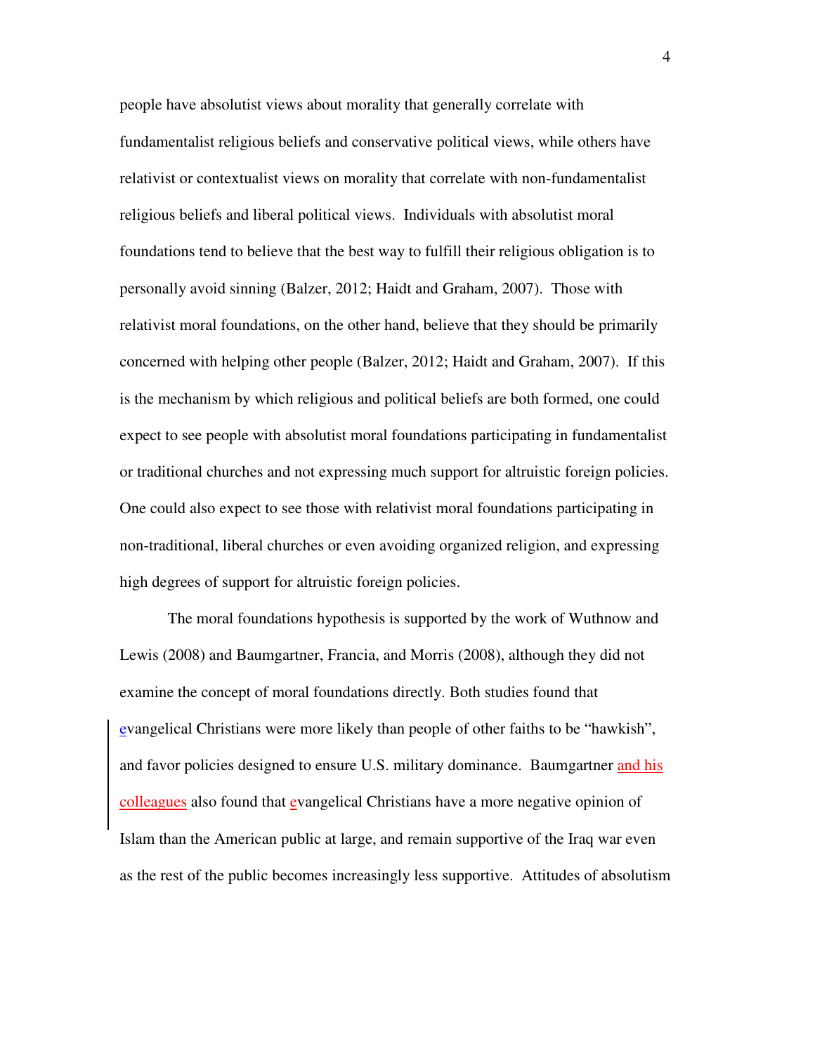people have absolutist views about morality that generally correlate with fundamentalist religious beliefs and conservative political views, while others have relativist or contextualist views on morality that correlate with non-fundamentalist religious beliefs and liberal political views. Individuals with absolutist moral foundations tend to believe that the best way to fulfill their religious obligation is to personally avoid sinning (Balzer, 2012; Haidt and Graham, 2007). Those with relativist moral foundations, on the other hand, believe that they should be primarily concerned with helping other people (Balzer, 2012; Haidt and Graham, 2007). If this is the mechanism by which religious and political beliefs are both formed, one could expect to see people with absolutist moral foundations participating in fundamentalist or traditional churches and not expressing much support for altruistic foreign policies. One could also expect to see those with relativist moral foundations participating in non-traditional, liberal churches or even avoiding organized religion, and expressing high degrees of support for altruistic foreign policies.

The moral foundations hypothesis is supported by the work of Wuthnow and Lewis (2008) and Baumgartner, Francia, and Morris (2008), although they did not examine the concept of moral foundations directly. Both studies found that evangelical Christians were more likely than people of other faiths to be "hawkish", and favor policies designed to ensure U.S. military dominance. Baumgartner and his colleagues also found that evangelical Christians have a more negative opinion of Islam than the American public at large, and remain supportive of the Iraq war even as the rest of the public becomes increasingly less supportive. Attitudes of absolutism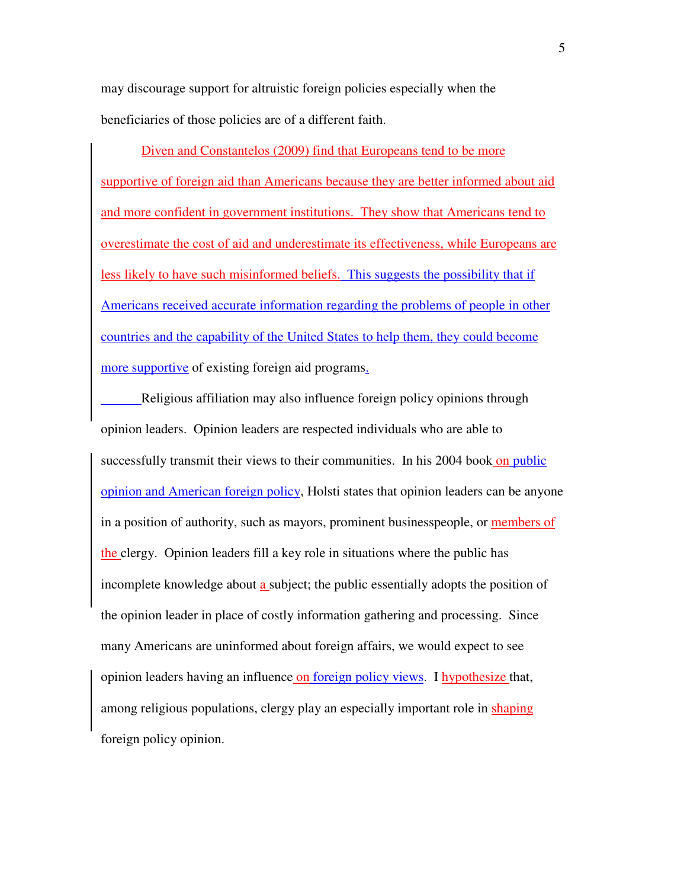may discourage support for altruistic foreign policies especially when the beneficiaries of those policies are of a different faith.

Diven and Constantelos (2009) find that Europeans tend to be more supportive of foreign aid than Americans because they are better informed about aid and more confident in government institutions. They show that Americans tend to overestimate the cost of aid and underestimate its effectiveness, while Europeans are less likely to have such misinformed beliefs. This suggests the possibility that if Americans received accurate information regarding the problems of people in other countries and the capability of the United States to help them, they could become more supportive of existing foreign aid programs.

Religious affiliation may also influence foreign policy opinions through opinion leaders. Opinion leaders are respected individuals who are able to successfully transmit their views to their communities. In his 2004 book on public opinion and American foreign policy, Holsti states that opinion leaders can be anyone in a position of authority, such as mayors, prominent businesspeople, or members of the clergy. Opinion leaders fill a key role in situations where the public has incomplete knowledge about a subject; the public essentially adopts the position of the opinion leader in place of costly information gathering and processing. Since many Americans are uninformed about foreign affairs, we would expect to see opinion leaders having an influence on foreign policy views. I hypothesize that, among religious populations, clergy play an especially important role in shaping foreign policy opinion.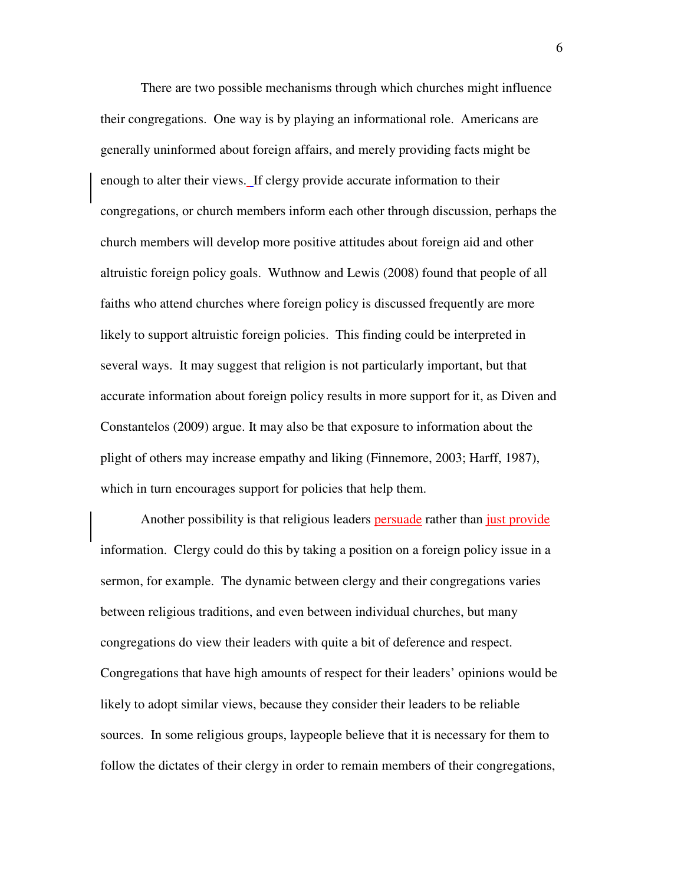There are two possible mechanisms through which churches might influence their congregations. One way is by playing an informational role. Americans are generally uninformed about foreign affairs, and merely providing facts might be enough to alter their views. If clergy provide accurate information to their congregations, or church members inform each other through discussion, perhaps the church members will develop more positive attitudes about foreign aid and other altruistic foreign policy goals. Wuthnow and Lewis (2008) found that people of all faiths who attend churches where foreign policy is discussed frequently are more likely to support altruistic foreign policies. This finding could be interpreted in several ways. It may suggest that religion is not particularly important, but that accurate information about foreign policy results in more support for it, as Diven and Constantelos (2009) argue. It may also be that exposure to information about the plight of others may increase empathy and liking (Finnemore, 2003; Harff, 1987), which in turn encourages support for policies that help them.

Another possibility is that religious leaders persuade rather than just provide information. Clergy could do this by taking a position on a foreign policy issue in a sermon, for example. The dynamic between clergy and their congregations varies between religious traditions, and even between individual churches, but many congregations do view their leaders with quite a bit of deference and respect. Congregations that have high amounts of respect for their leaders' opinions would be likely to adopt similar views, because they consider their leaders to be reliable sources. In some religious groups, laypeople believe that it is necessary for them to follow the dictates of their clergy in order to remain members of their congregations,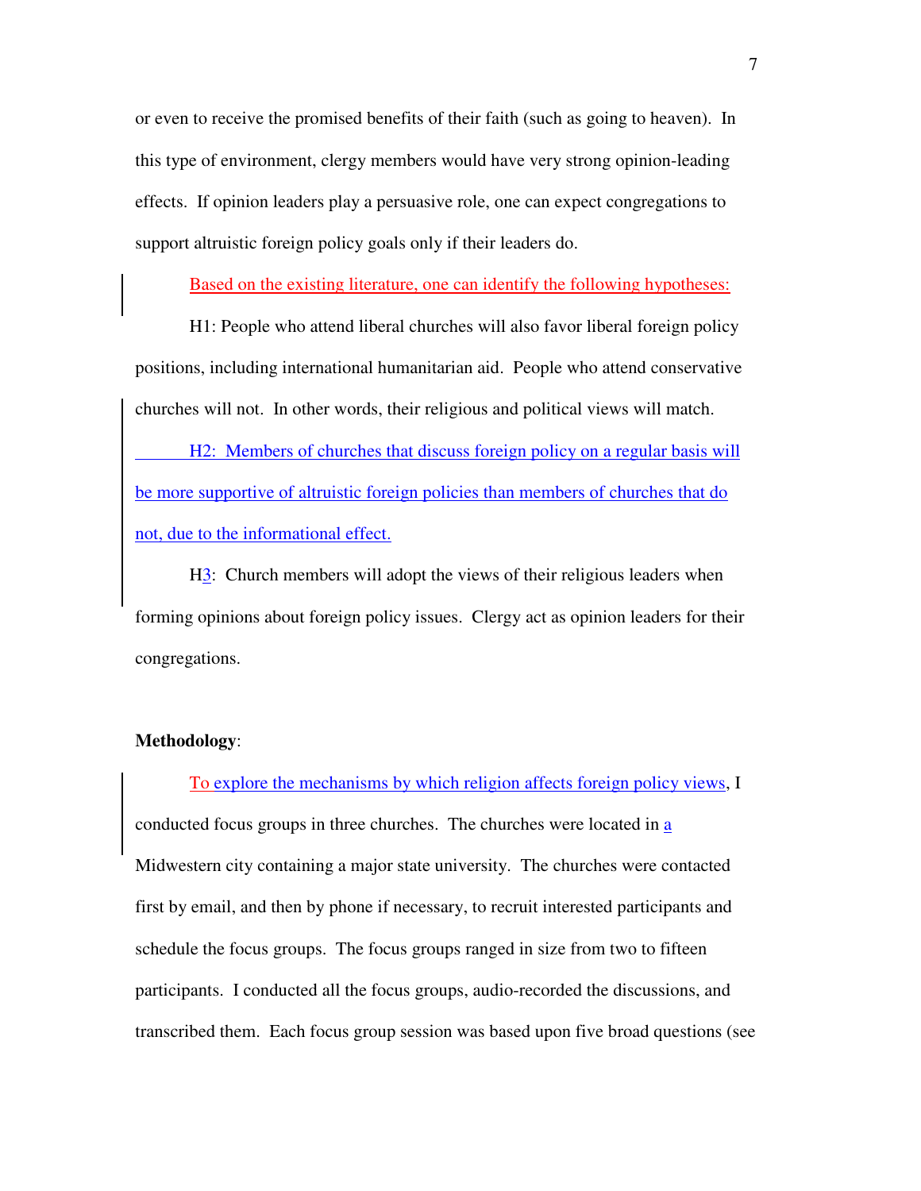or even to receive the promised benefits of their faith (such as going to heaven). In this type of environment, clergy members would have very strong opinion-leading effects. If opinion leaders play a persuasive role, one can expect congregations to support altruistic foreign policy goals only if their leaders do.

Based on the existing literature, one can identify the following hypotheses:

H1: People who attend liberal churches will also favor liberal foreign policy positions, including international humanitarian aid. People who attend conservative churches will not. In other words, their religious and political views will match.

H2: Members of churches that discuss foreign policy on a regular basis will be more supportive of altruistic foreign policies than members of churches that do not, due to the informational effect.

H3: Church members will adopt the views of their religious leaders when forming opinions about foreign policy issues. Clergy act as opinion leaders for their congregations.

**Methodology**:

To explore the mechanisms by which religion affects foreign policy views, I conducted focus groups in three churches. The churches were located in a Midwestern city containing a major state university. The churches were contacted first by email, and then by phone if necessary, to recruit interested participants and schedule the focus groups. The focus groups ranged in size from two to fifteen participants. I conducted all the focus groups, audio-recorded the discussions, and transcribed them. Each focus group session was based upon five broad questions (see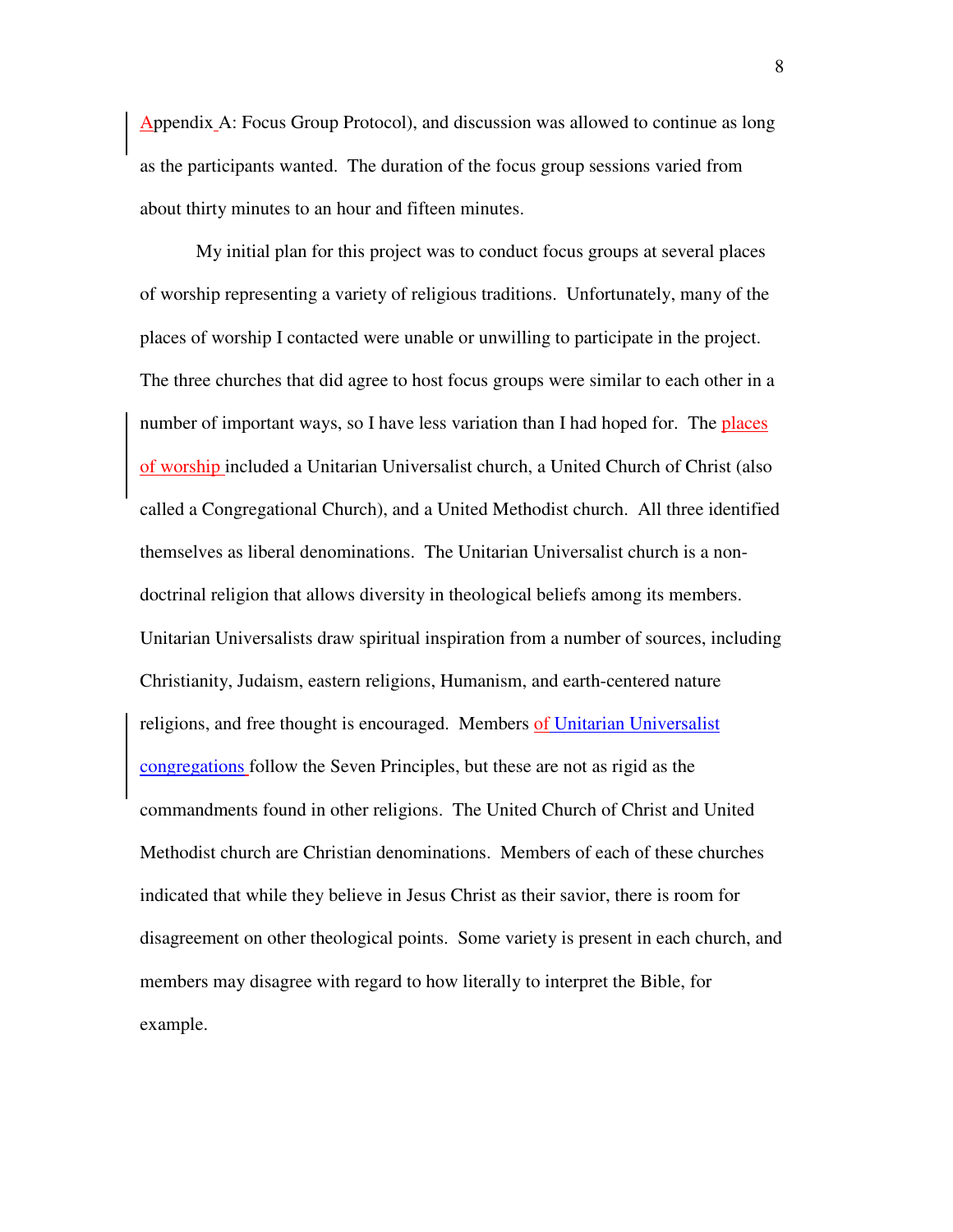Appendix A: Focus Group Protocol), and discussion was allowed to continue as long as the participants wanted. The duration of the focus group sessions varied from about thirty minutes to an hour and fifteen minutes.

My initial plan for this project was to conduct focus groups at several places of worship representing a variety of religious traditions. Unfortunately, many of the places of worship I contacted were unable or unwilling to participate in the project. The three churches that did agree to host focus groups were similar to each other in a number of important ways, so I have less variation than I had hoped for. The places of worship included a Unitarian Universalist church, a United Church of Christ (also called a Congregational Church), and a United Methodist church. All three identified themselves as liberal denominations. The Unitarian Universalist church is a non-doctrinal religion that allows diversity in theological beliefs among its members. Unitarian Universalists draw spiritual inspiration from a number of sources, including Christianity, Judaism, eastern religions, Humanism, and earth-centered nature religions, and free thought is encouraged. Members of Unitarian Universalist congregations follow the Seven Principles, but these are not as rigid as the commandments found in other religions. The United Church of Christ and United Methodist church are Christian denominations. Members of each of these churches indicated that while they believe in Jesus Christ as their savior, there is room for disagreement on other theological points. Some variety is present in each church, and members may disagree with regard to how literally to interpret the Bible, for example.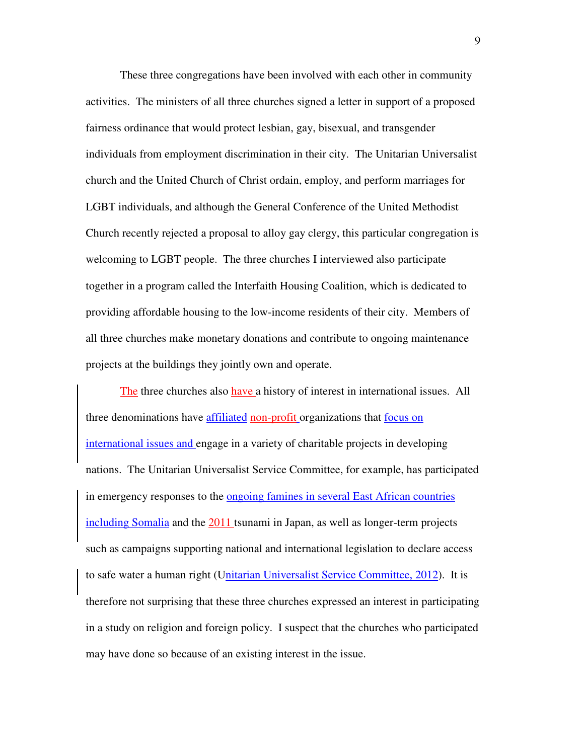These three congregations have been involved with each other in community activities. The ministers of all three churches signed a letter in support of a proposed fairness ordinance that would protect lesbian, gay, bisexual, and transgender individuals from employment discrimination in their city. The Unitarian Universalist church and the United Church of Christ ordain, employ, and perform marriages for LGBT individuals, and although the General Conference of the United Methodist Church recently rejected a proposal to alloy gay clergy, this particular congregation is welcoming to LGBT people. The three churches I interviewed also participate together in a program called the Interfaith Housing Coalition, which is dedicated to providing affordable housing to the low-income residents of their city. Members of all three churches make monetary donations and contribute to ongoing maintenance projects at the buildings they jointly own and operate.

The three churches also have a history of interest in international issues. All three denominations have affiliated non-profit organizations that focus on international issues and engage in a variety of charitable projects in developing nations. The Unitarian Universalist Service Committee, for example, has participated in emergency responses to the ongoing famines in several East African countries including Somalia and the 2011 tsunami in Japan, as well as longer-term projects such as campaigns supporting national and international legislation to declare access to safe water a human right (Unitarian Universalist Service Committee, 2012). It is therefore not surprising that these three churches expressed an interest in participating in a study on religion and foreign policy. I suspect that the churches who participated may have done so because of an existing interest in the issue.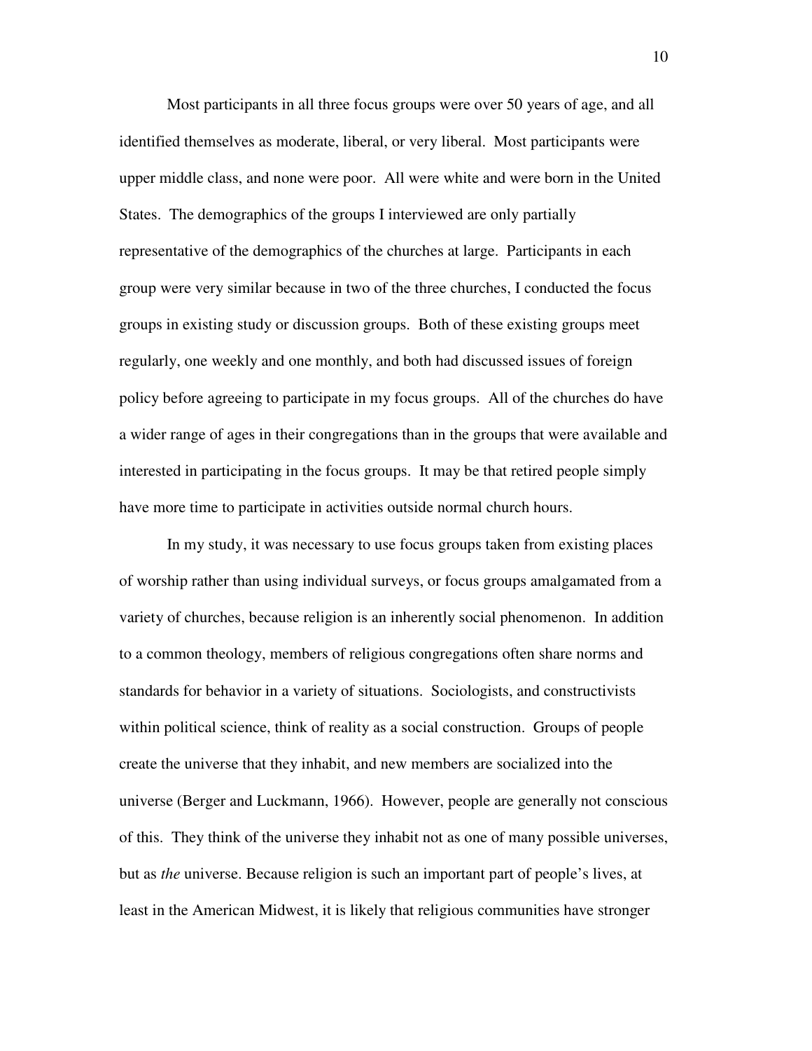Most participants in all three focus groups were over 50 years of age, and all identified themselves as moderate, liberal, or very liberal. Most participants were upper middle class, and none were poor. All were white and were born in the United States. The demographics of the groups I interviewed are only partially representative of the demographics of the churches at large. Participants in each group were very similar because in two of the three churches, I conducted the focus groups in existing study or discussion groups. Both of these existing groups meet regularly, one weekly and one monthly, and both had discussed issues of foreign policy before agreeing to participate in my focus groups. All of the churches do have a wider range of ages in their congregations than in the groups that were available and interested in participating in the focus groups. It may be that retired people simply have more time to participate in activities outside normal church hours.

In my study, it was necessary to use focus groups taken from existing places of worship rather than using individual surveys, or focus groups amalgamated from a variety of churches, because religion is an inherently social phenomenon. In addition to a common theology, members of religious congregations often share norms and standards for behavior in a variety of situations. Sociologists, and constructivists within political science, think of reality as a social construction. Groups of people create the universe that they inhabit, and new members are socialized into the universe (Berger and Luckmann, 1966). However, people are generally not conscious of this. They think of the universe they inhabit not as one of many possible universes, but as *the* universe. Because religion is such an important part of people's lives, at least in the American Midwest, it is likely that religious communities have stronger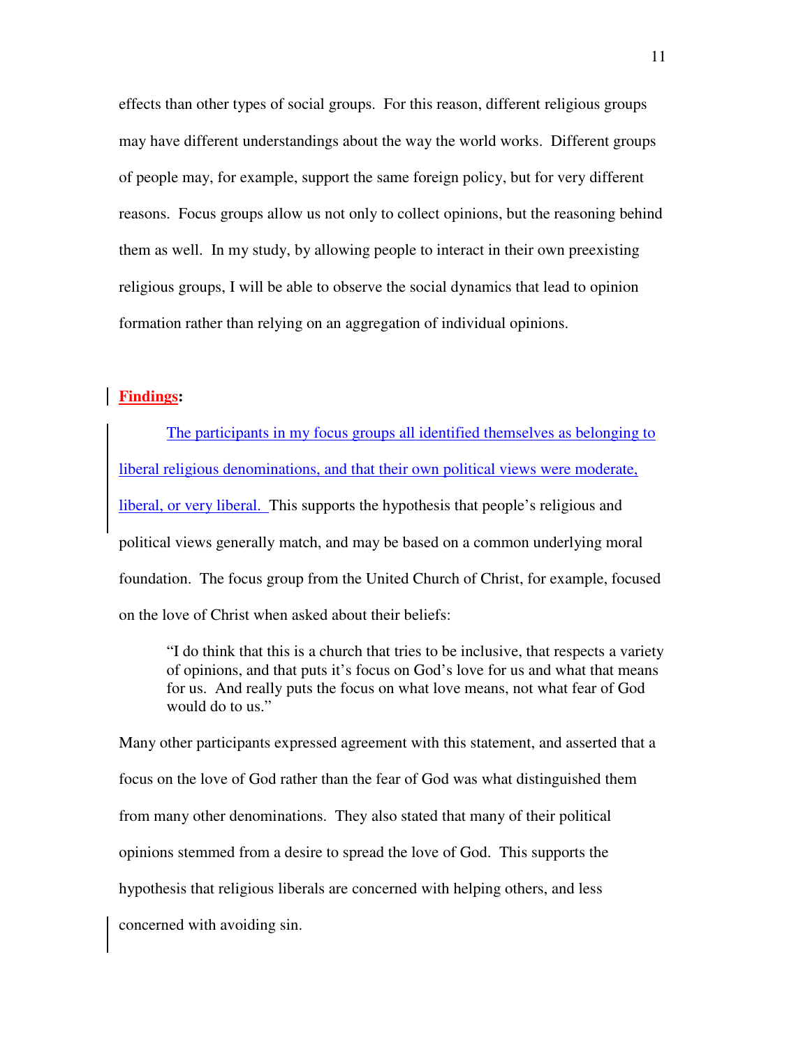effects than other types of social groups. For this reason, different religious groups may have different understandings about the way the world works. Different groups of people may, for example, support the same foreign policy, but for very different reasons. Focus groups allow us not only to collect opinions, but the reasoning behind them as well. In my study, by allowing people to interact in their own preexisting religious groups, I will be able to observe the social dynamics that lead to opinion formation rather than relying on an aggregation of individual opinions.

**Findings:**

The participants in my focus groups all identified themselves as belonging to liberal religious denominations, and that their own political views were moderate, liberal, or very liberal. This supports the hypothesis that people's religious and political views generally match, and may be based on a common underlying moral foundation. The focus group from the United Church of Christ, for example, focused on the love of Christ when asked about their beliefs:

> "I do think that this is a church that tries to be inclusive, that respects a variety of opinions, and that puts it's focus on God's love for us and what that means for us. And really puts the focus on what love means, not what fear of God would do to us."

Many other participants expressed agreement with this statement, and asserted that a focus on the love of God rather than the fear of God was what distinguished them from many other denominations. They also stated that many of their political opinions stemmed from a desire to spread the love of God. This supports the hypothesis that religious liberals are concerned with helping others, and less concerned with avoiding sin.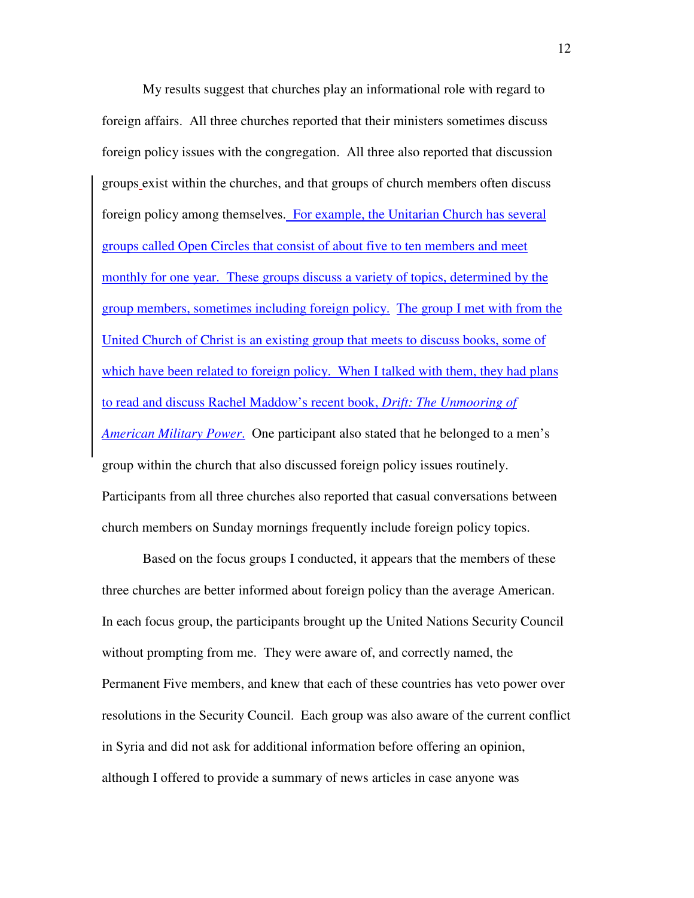My results suggest that churches play an informational role with regard to foreign affairs. All three churches reported that their ministers sometimes discuss foreign policy issues with the congregation. All three also reported that discussion groups exist within the churches, and that groups of church members often discuss foreign policy among themselves. For example, the Unitarian Church has several groups called Open Circles that consist of about five to ten members and meet monthly for one year. These groups discuss a variety of topics, determined by the group members, sometimes including foreign policy. The group I met with from the United Church of Christ is an existing group that meets to discuss books, some of which have been related to foreign policy. When I talked with them, they had plans to read and discuss Rachel Maddow's recent book, *Drift: The Unmooring of American Military Power*. One participant also stated that he belonged to a men's group within the church that also discussed foreign policy issues routinely. Participants from all three churches also reported that casual conversations between church members on Sunday mornings frequently include foreign policy topics.

Based on the focus groups I conducted, it appears that the members of these three churches are better informed about foreign policy than the average American. In each focus group, the participants brought up the United Nations Security Council without prompting from me. They were aware of, and correctly named, the Permanent Five members, and knew that each of these countries has veto power over resolutions in the Security Council. Each group was also aware of the current conflict in Syria and did not ask for additional information before offering an opinion, although I offered to provide a summary of news articles in case anyone was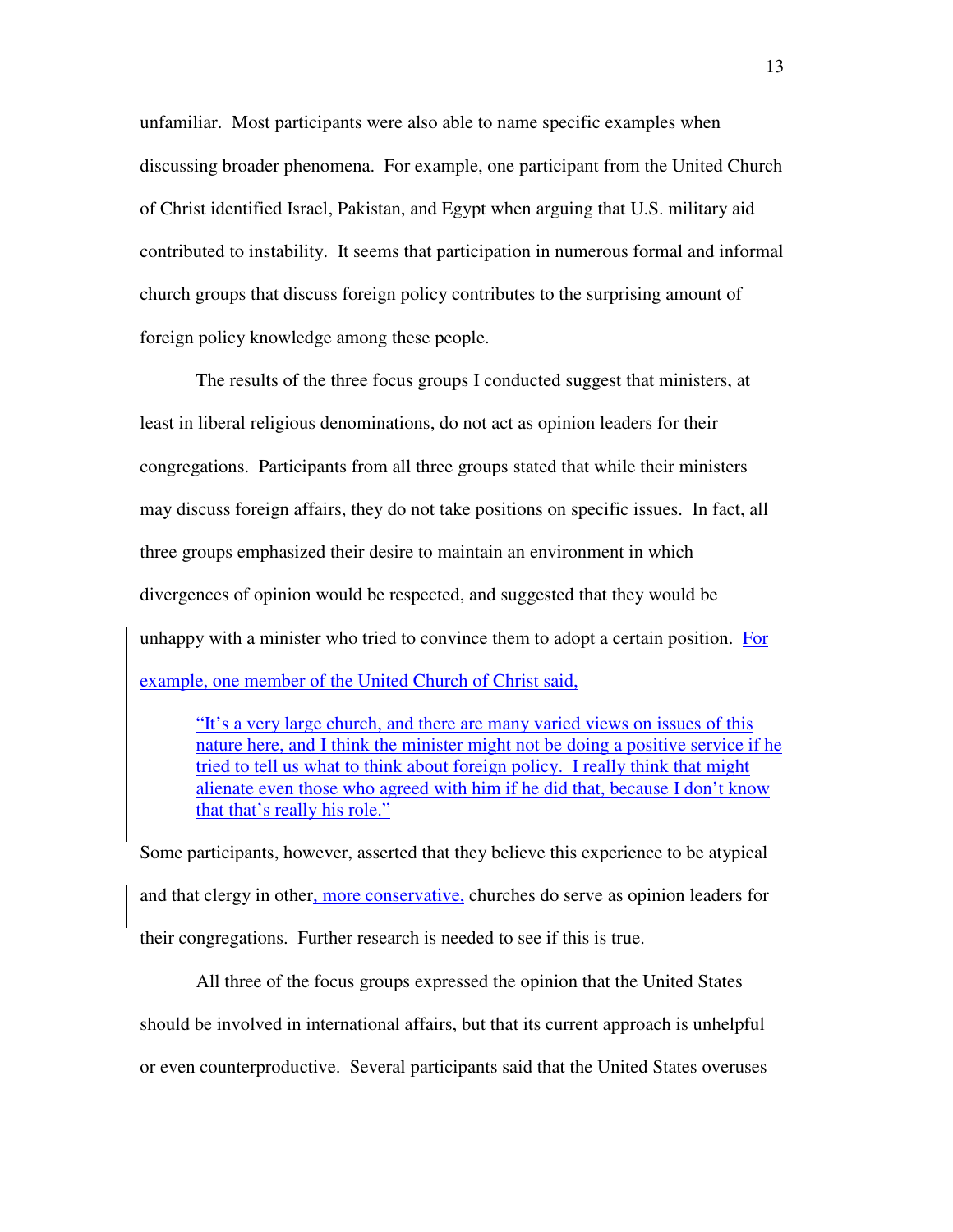unfamiliar. Most participants were also able to name specific examples when discussing broader phenomena. For example, one participant from the United Church of Christ identified Israel, Pakistan, and Egypt when arguing that U.S. military aid contributed to instability. It seems that participation in numerous formal and informal church groups that discuss foreign policy contributes to the surprising amount of foreign policy knowledge among these people.

The results of the three focus groups I conducted suggest that ministers, at least in liberal religious denominations, do not act as opinion leaders for their congregations. Participants from all three groups stated that while their ministers may discuss foreign affairs, they do not take positions on specific issues. In fact, all three groups emphasized their desire to maintain an environment in which divergences of opinion would be respected, and suggested that they would be unhappy with a minister who tried to convince them to adopt a certain position. For example, one member of the United Church of Christ said,

> "It's a very large church, and there are many varied views on issues of this nature here, and I think the minister might not be doing a positive service if he tried to tell us what to think about foreign policy. I really think that might alienate even those who agreed with him if he did that, because I don't know that that's really his role."

Some participants, however, asserted that they believe this experience to be atypical and that clergy in other, more conservative, churches do serve as opinion leaders for their congregations. Further research is needed to see if this is true.

All three of the focus groups expressed the opinion that the United States should be involved in international affairs, but that its current approach is unhelpful or even counterproductive. Several participants said that the United States overuses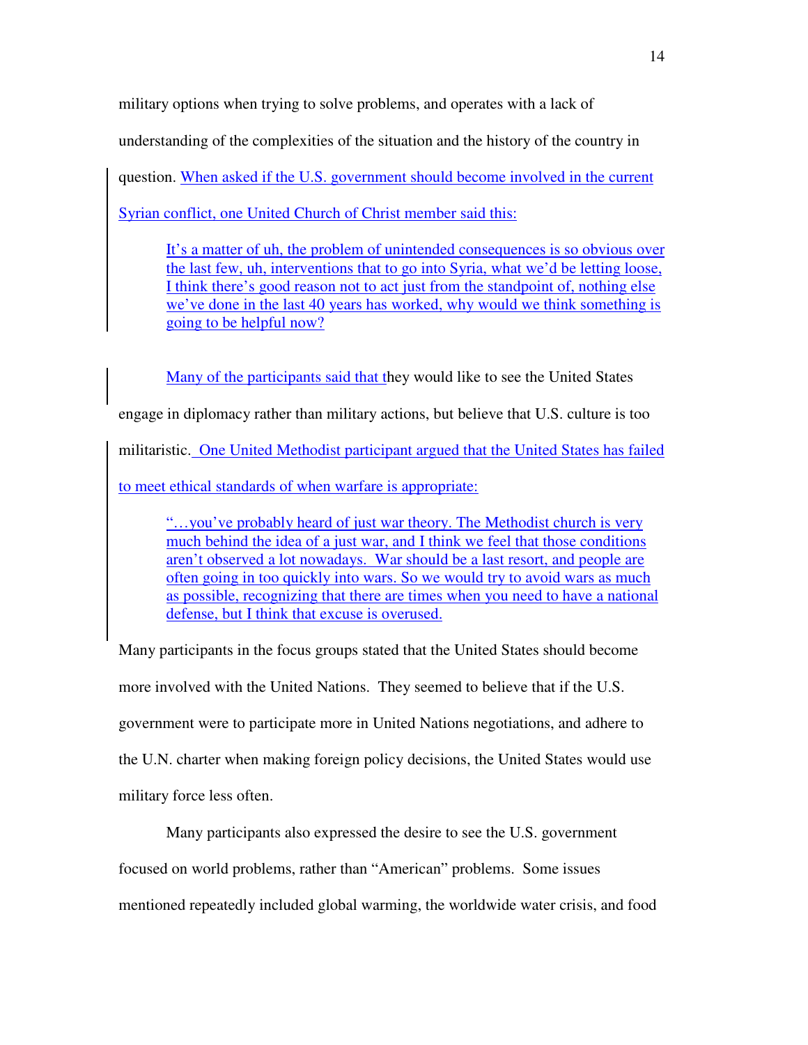military options when trying to solve problems, and operates with a lack of understanding of the complexities of the situation and the history of the country in question. When asked if the U.S. government should become involved in the current Syrian conflict, one United Church of Christ member said this:

> It's a matter of uh, the problem of unintended consequences is so obvious over the last few, uh, interventions that to go into Syria, what we'd be letting loose, I think there's good reason not to act just from the standpoint of, nothing else we've done in the last 40 years has worked, why would we think something is going to be helpful now?

Many of the participants said that they would like to see the United States engage in diplomacy rather than military actions, but believe that U.S. culture is too militaristic. One United Methodist participant argued that the United States has failed to meet ethical standards of when warfare is appropriate:

> "…you've probably heard of just war theory. The Methodist church is very much behind the idea of a just war, and I think we feel that those conditions aren't observed a lot nowadays. War should be a last resort, and people are often going in too quickly into wars. So we would try to avoid wars as much as possible, recognizing that there are times when you need to have a national defense, but I think that excuse is overused.

Many participants in the focus groups stated that the United States should become more involved with the United Nations. They seemed to believe that if the U.S. government were to participate more in United Nations negotiations, and adhere to the U.N. charter when making foreign policy decisions, the United States would use military force less often.

Many participants also expressed the desire to see the U.S. government focused on world problems, rather than "American" problems. Some issues mentioned repeatedly included global warming, the worldwide water crisis, and food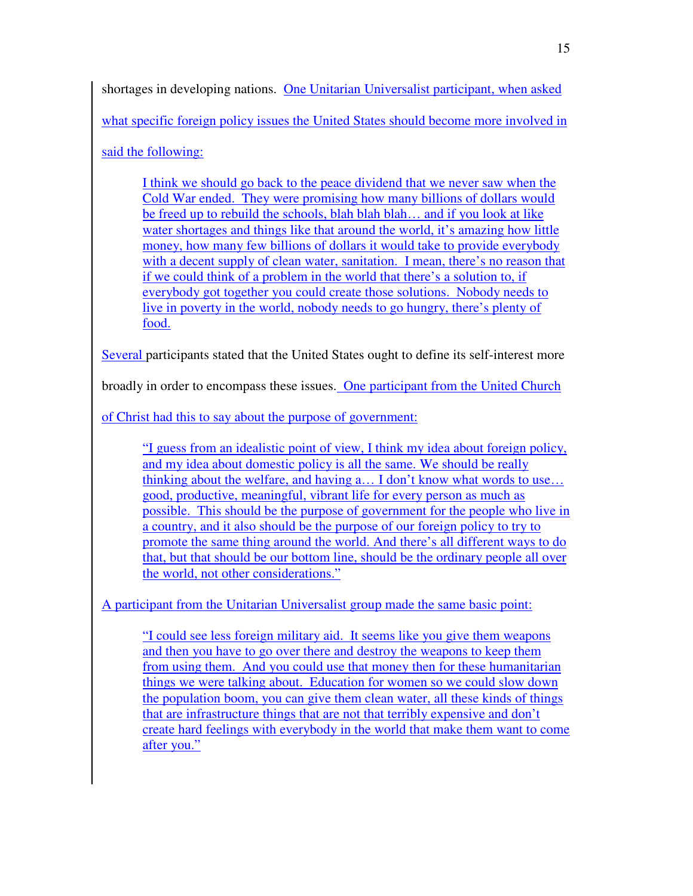shortages in developing nations. One Unitarian Universalist participant, when asked what specific foreign policy issues the United States should become more involved in said the following:

> I think we should go back to the peace dividend that we never saw when the Cold War ended. They were promising how many billions of dollars would be freed up to rebuild the schools, blah blah blah… and if you look at like water shortages and things like that around the world, it's amazing how little money, how many few billions of dollars it would take to provide everybody with a decent supply of clean water, sanitation. I mean, there's no reason that if we could think of a problem in the world that there's a solution to, if everybody got together you could create those solutions. Nobody needs to live in poverty in the world, nobody needs to go hungry, there's plenty of food.

Several participants stated that the United States ought to define its self-interest more broadly in order to encompass these issues. One participant from the United Church of Christ had this to say about the purpose of government:

> "I guess from an idealistic point of view, I think my idea about foreign policy, and my idea about domestic policy is all the same. We should be really thinking about the welfare, and having a… I don't know what words to use… good, productive, meaningful, vibrant life for every person as much as possible. This should be the purpose of government for the people who live in a country, and it also should be the purpose of our foreign policy to try to promote the same thing around the world. And there's all different ways to do that, but that should be our bottom line, should be the ordinary people all over the world, not other considerations."

A participant from the Unitarian Universalist group made the same basic point:

> "I could see less foreign military aid. It seems like you give them weapons and then you have to go over there and destroy the weapons to keep them from using them. And you could use that money then for these humanitarian things we were talking about. Education for women so we could slow down the population boom, you can give them clean water, all these kinds of things that are infrastructure things that are not that terribly expensive and don't create hard feelings with everybody in the world that make them want to come after you."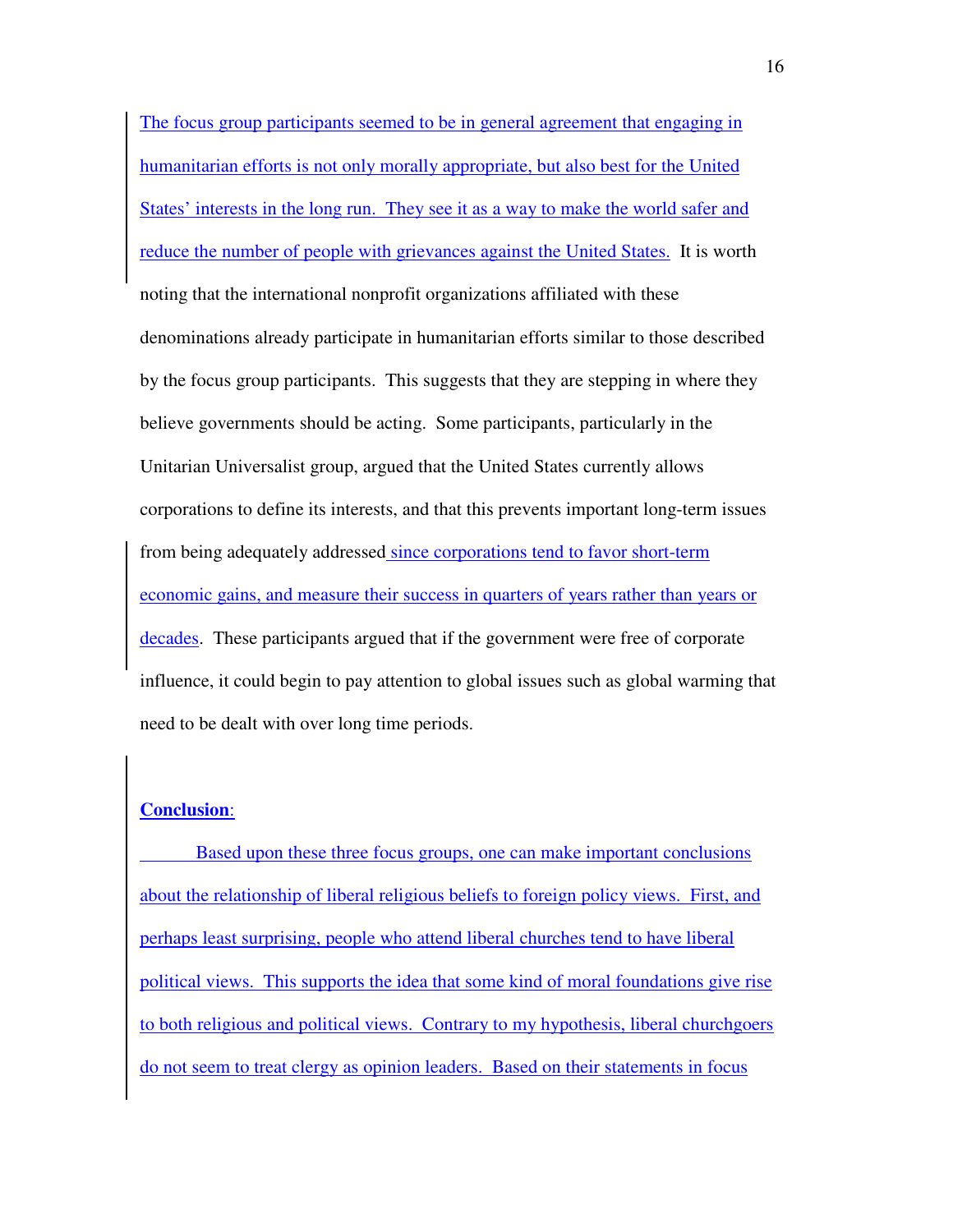The focus group participants seemed to be in general agreement that engaging in humanitarian efforts is not only morally appropriate, but also best for the United States' interests in the long run. They see it as a way to make the world safer and reduce the number of people with grievances against the United States. It is worth noting that the international nonprofit organizations affiliated with these denominations already participate in humanitarian efforts similar to those described by the focus group participants. This suggests that they are stepping in where they believe governments should be acting. Some participants, particularly in the Unitarian Universalist group, argued that the United States currently allows corporations to define its interests, and that this prevents important long-term issues from being adequately addressed since corporations tend to favor short-term economic gains, and measure their success in quarters of years rather than years or decades. These participants argued that if the government were free of corporate influence, it could begin to pay attention to global issues such as global warming that need to be dealt with over long time periods.

## Conclusion:

Based upon these three focus groups, one can make important conclusions about the relationship of liberal religious beliefs to foreign policy views. First, and perhaps least surprising, people who attend liberal churches tend to have liberal political views. This supports the idea that some kind of moral foundations give rise to both religious and political views. Contrary to my hypothesis, liberal churchgoers do not seem to treat clergy as opinion leaders. Based on their statements in focus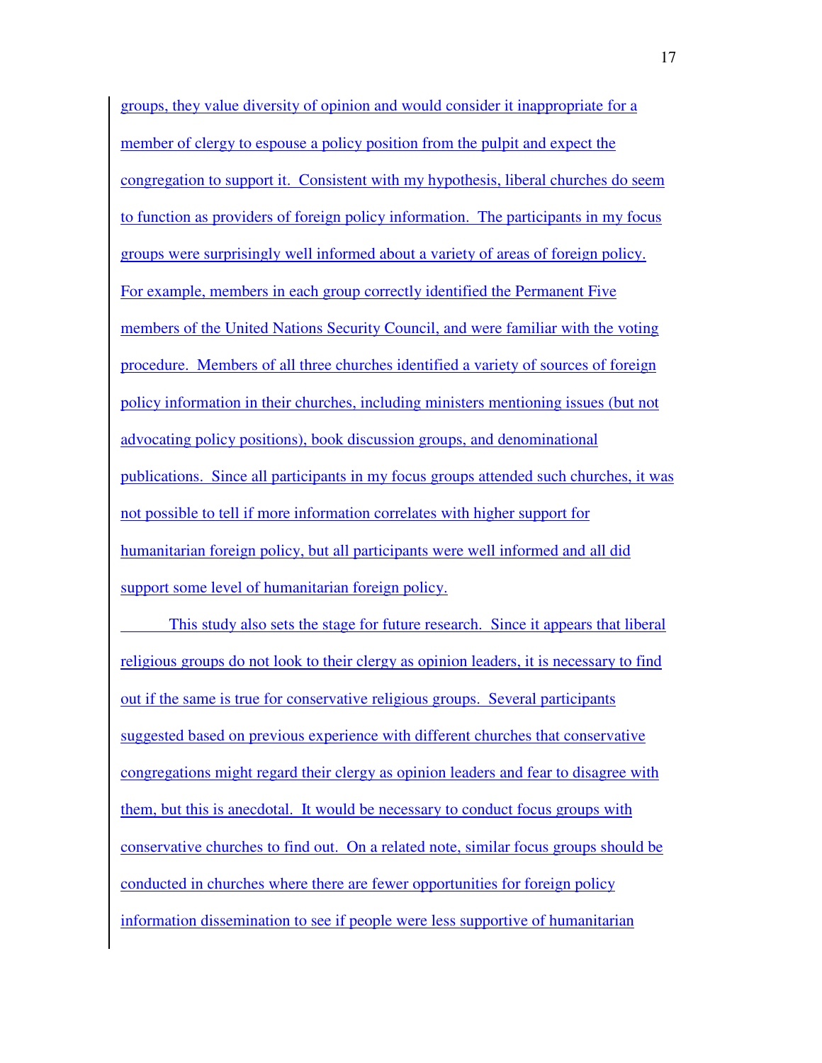groups, they value diversity of opinion and would consider it inappropriate for a member of clergy to espouse a policy position from the pulpit and expect the congregation to support it. Consistent with my hypothesis, liberal churches do seem to function as providers of foreign policy information. The participants in my focus groups were surprisingly well informed about a variety of areas of foreign policy. For example, members in each group correctly identified the Permanent Five members of the United Nations Security Council, and were familiar with the voting procedure. Members of all three churches identified a variety of sources of foreign policy information in their churches, including ministers mentioning issues (but not advocating policy positions), book discussion groups, and denominational publications. Since all participants in my focus groups attended such churches, it was not possible to tell if more information correlates with higher support for humanitarian foreign policy, but all participants were well informed and all did support some level of humanitarian foreign policy.

This study also sets the stage for future research. Since it appears that liberal religious groups do not look to their clergy as opinion leaders, it is necessary to find out if the same is true for conservative religious groups. Several participants suggested based on previous experience with different churches that conservative congregations might regard their clergy as opinion leaders and fear to disagree with them, but this is anecdotal. It would be necessary to conduct focus groups with conservative churches to find out. On a related note, similar focus groups should be conducted in churches where there are fewer opportunities for foreign policy information dissemination to see if people were less supportive of humanitarian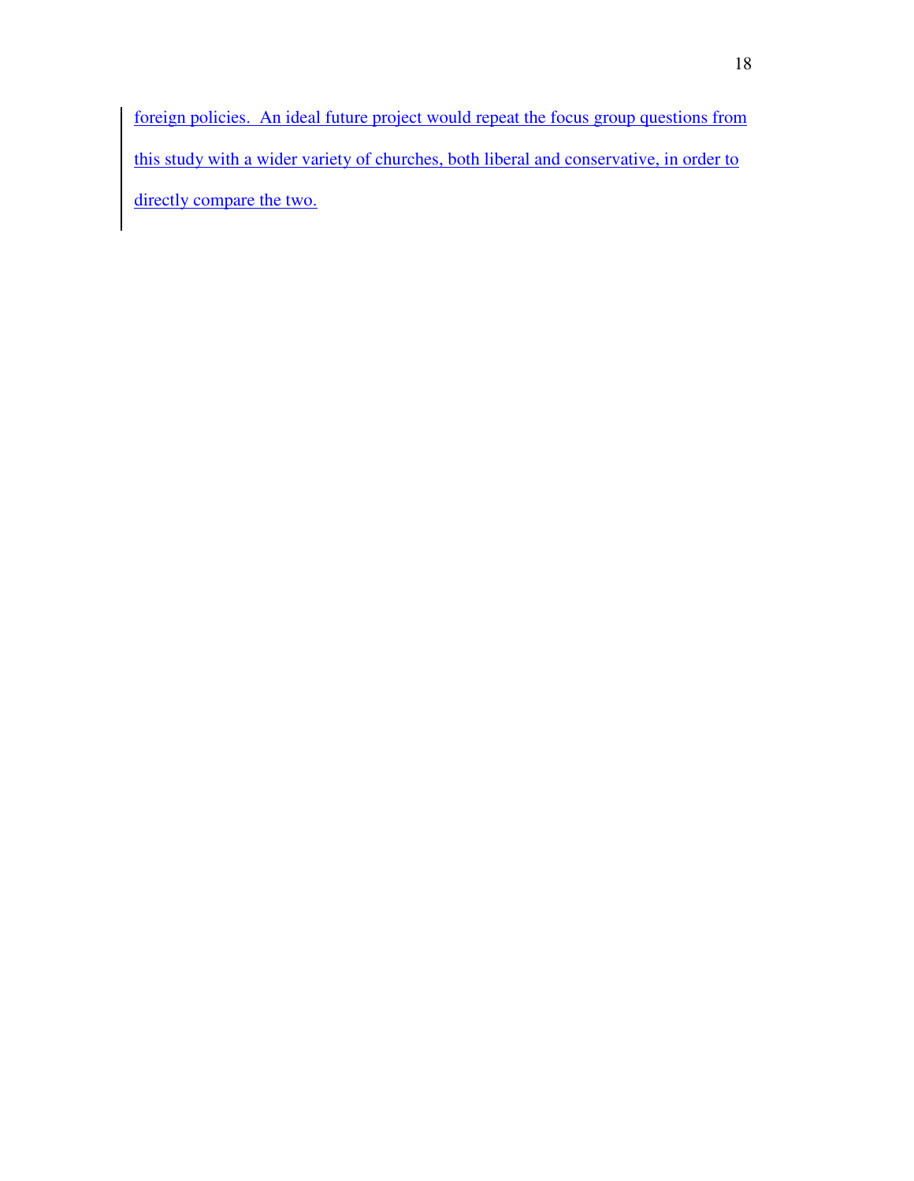foreign policies.  An ideal future project would repeat the focus group questions from this study with a wider variety of churches, both liberal and conservative, in order to directly compare the two.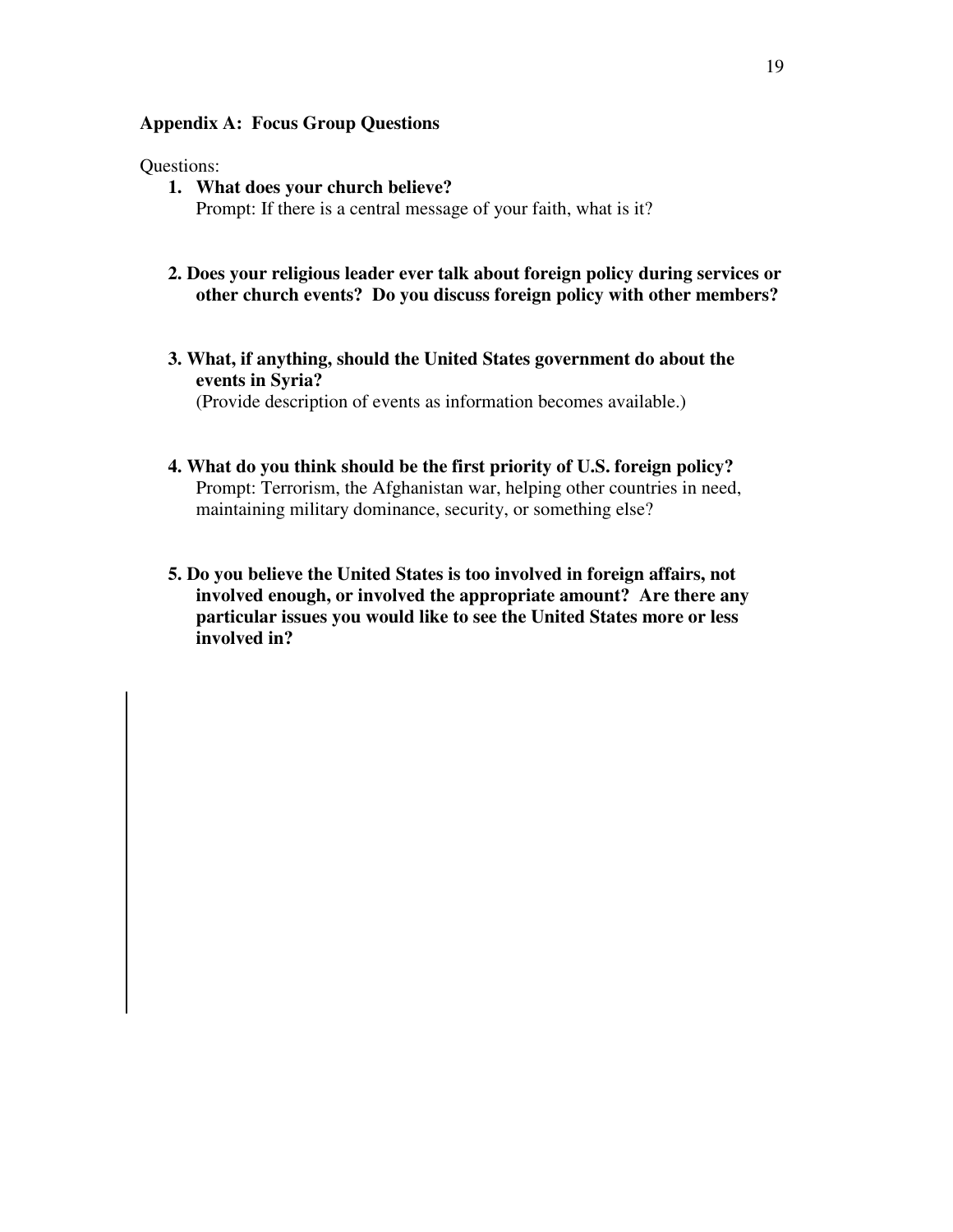**Appendix A: Focus Group Questions**

Questions:

1. **What does your church believe?**
   Prompt: If there is a central message of your faith, what is it?

2. **Does your religious leader ever talk about foreign policy during services or other church events? Do you discuss foreign policy with other members?**

3. **What, if anything, should the United States government do about the events in Syria?**
   (Provide description of events as information becomes available.)

4. **What do you think should be the first priority of U.S. foreign policy?**
   Prompt: Terrorism, the Afghanistan war, helping other countries in need, maintaining military dominance, security, or something else?

5. **Do you believe the United States is too involved in foreign affairs, not involved enough, or involved the appropriate amount? Are there any particular issues you would like to see the United States more or less involved in?**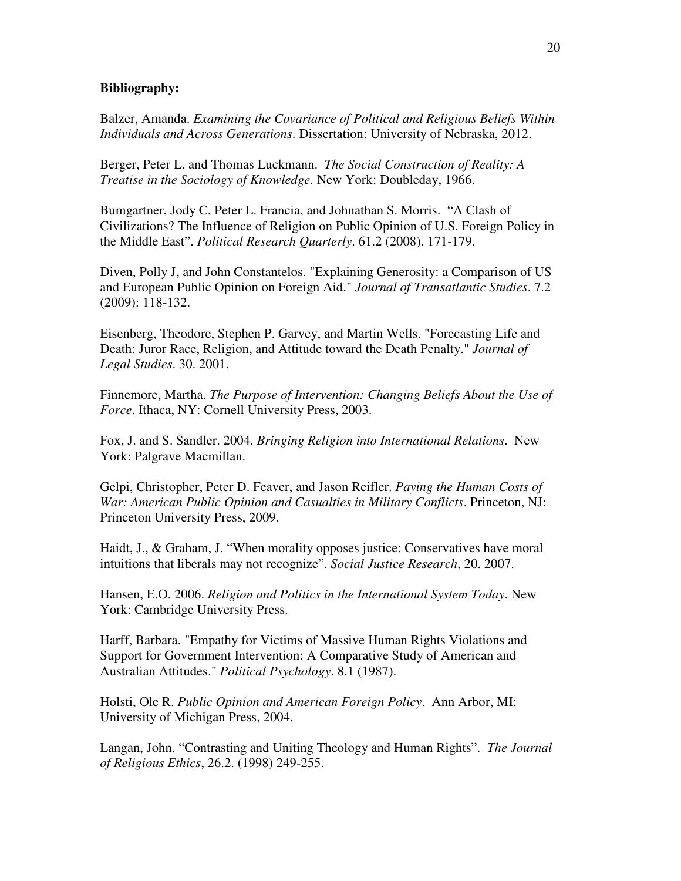**Bibliography:**

Balzer, Amanda. *Examining the Covariance of Political and Religious Beliefs Within Individuals and Across Generations*. Dissertation: University of Nebraska, 2012.

Berger, Peter L. and Thomas Luckmann. *The Social Construction of Reality: A Treatise in the Sociology of Knowledge.* New York: Doubleday, 1966.

Bumgartner, Jody C, Peter L. Francia, and Johnathan S. Morris. "A Clash of Civilizations? The Influence of Religion on Public Opinion of U.S. Foreign Policy in the Middle East". *Political Research Quarterly*. 61.2 (2008). 171-179.

Diven, Polly J, and John Constantelos. "Explaining Generosity: a Comparison of US and European Public Opinion on Foreign Aid." *Journal of Transatlantic Studies*. 7.2 (2009): 118-132.

Eisenberg, Theodore, Stephen P. Garvey, and Martin Wells. "Forecasting Life and Death: Juror Race, Religion, and Attitude toward the Death Penalty." *Journal of Legal Studies*. 30. 2001.

Finnemore, Martha. *The Purpose of Intervention: Changing Beliefs About the Use of Force*. Ithaca, NY: Cornell University Press, 2003.

Fox, J. and S. Sandler. 2004. *Bringing Religion into International Relations*. New York: Palgrave Macmillan.

Gelpi, Christopher, Peter D. Feaver, and Jason Reifler. *Paying the Human Costs of War: American Public Opinion and Casualties in Military Conflicts*. Princeton, NJ: Princeton University Press, 2009.

Haidt, J., & Graham, J. "When morality opposes justice: Conservatives have moral intuitions that liberals may not recognize". *Social Justice Research*, 20. 2007.

Hansen, E.O. 2006. *Religion and Politics in the International System Today*. New York: Cambridge University Press.

Harff, Barbara. "Empathy for Victims of Massive Human Rights Violations and Support for Government Intervention: A Comparative Study of American and Australian Attitudes." *Political Psychology*. 8.1 (1987).

Holsti, Ole R. *Public Opinion and American Foreign Policy*. Ann Arbor, MI: University of Michigan Press, 2004.

Langan, John. "Contrasting and Uniting Theology and Human Rights". *The Journal of Religious Ethics*, 26.2. (1998) 249-255.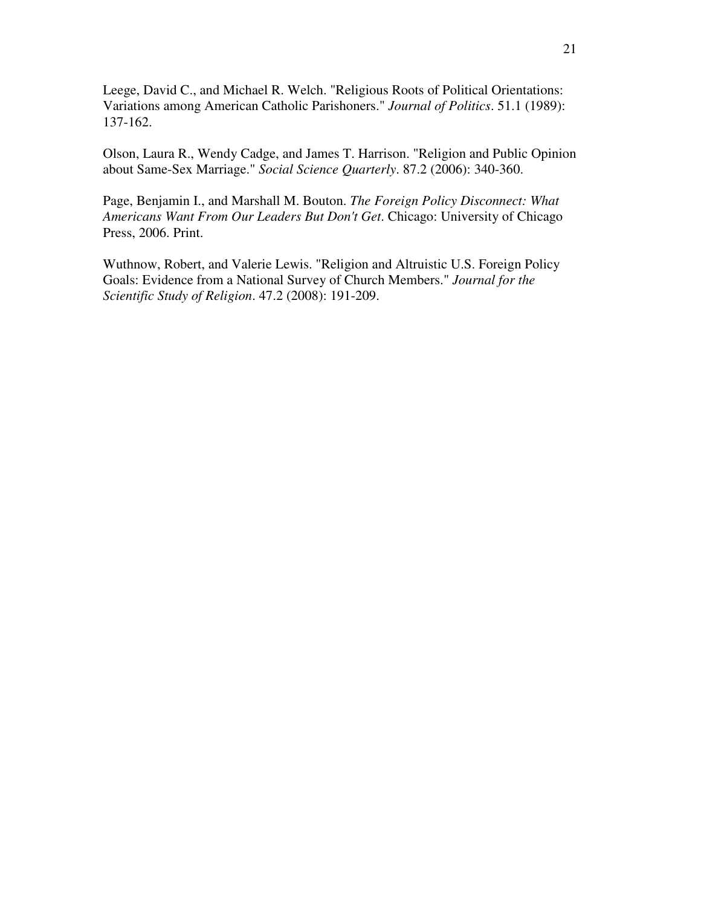Leege, David C., and Michael R. Welch. "Religious Roots of Political Orientations: Variations among American Catholic Parishoners." *Journal of Politics*. 51.1 (1989): 137-162.

Olson, Laura R., Wendy Cadge, and James T. Harrison. "Religion and Public Opinion about Same-Sex Marriage." *Social Science Quarterly*. 87.2 (2006): 340-360.

Page, Benjamin I., and Marshall M. Bouton. *The Foreign Policy Disconnect: What Americans Want From Our Leaders But Don't Get*. Chicago: University of Chicago Press, 2006. Print.

Wuthnow, Robert, and Valerie Lewis. "Religion and Altruistic U.S. Foreign Policy Goals: Evidence from a National Survey of Church Members." *Journal for the Scientific Study of Religion*. 47.2 (2008): 191-209.